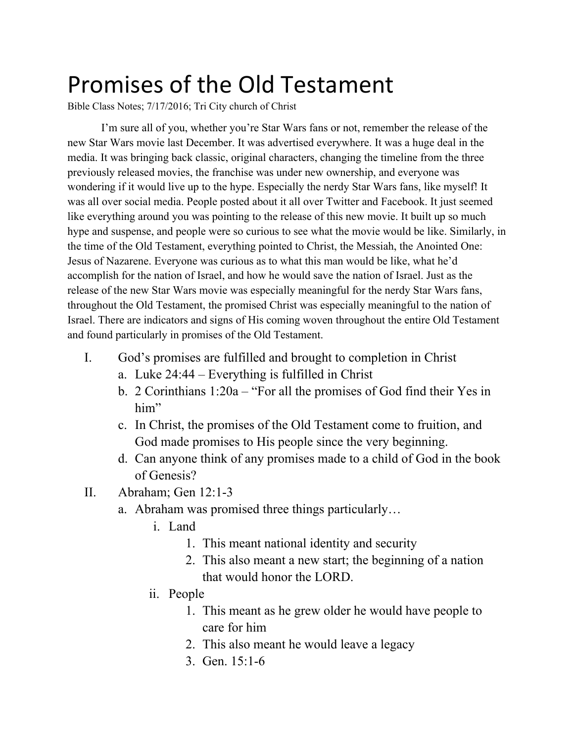# Promises of the Old Testament

Bible Class Notes; 7/17/2016; Tri City church of Christ

I'm sure all of you, whether you're Star Wars fans or not, remember the release of the new Star Wars movie last December. It was advertised everywhere. It was a huge deal in the media. It was bringing back classic, original characters, changing the timeline from the three previously released movies, the franchise was under new ownership, and everyone was wondering if it would live up to the hype. Especially the nerdy Star Wars fans, like myself! It was all over social media. People posted about it all over Twitter and Facebook. It just seemed like everything around you was pointing to the release of this new movie. It built up so much hype and suspense, and people were so curious to see what the movie would be like. Similarly, in the time of the Old Testament, everything pointed to Christ, the Messiah, the Anointed One: Jesus of Nazarene. Everyone was curious as to what this man would be like, what he'd accomplish for the nation of Israel, and how he would save the nation of Israel. Just as the release of the new Star Wars movie was especially meaningful for the nerdy Star Wars fans, throughout the Old Testament, the promised Christ was especially meaningful to the nation of Israel. There are indicators and signs of His coming woven throughout the entire Old Testament and found particularly in promises of the Old Testament.

I. God's promises are fulfilled and brought to completion in Christ
   a. Luke 24:44 – Everything is fulfilled in Christ
   b. 2 Corinthians 1:20a – "For all the promises of God find their Yes in him"
   c. In Christ, the promises of the Old Testament come to fruition, and God made promises to His people since the very beginning.
   d. Can anyone think of any promises made to a child of God in the book of Genesis?

II. Abraham; Gen 12:1-3
   a. Abraham was promised three things particularly…
      i. Land
         1. This meant national identity and security
         2. This also meant a new start; the beginning of a nation that would honor the LORD.
      ii. People
         1. This meant as he grew older he would have people to care for him
         2. This also meant he would leave a legacy
         3. Gen. 15:1-6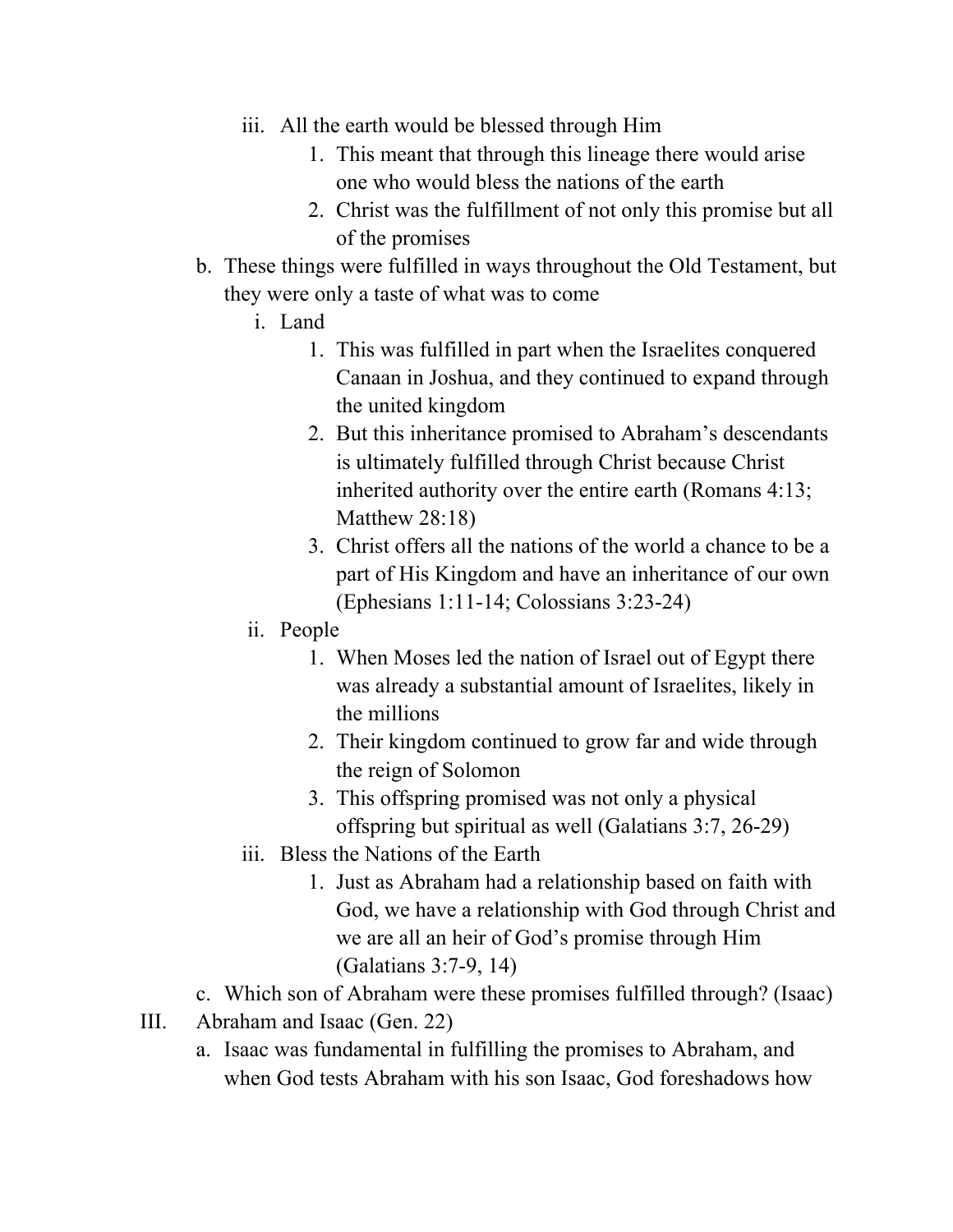iii. All the earth would be blessed through Him
    1. This meant that through this lineage there would arise one who would bless the nations of the earth
    2. Christ was the fulfillment of not only this promise but all of the promises

b. These things were fulfilled in ways throughout the Old Testament, but they were only a taste of what was to come
    i. Land
        1. This was fulfilled in part when the Israelites conquered Canaan in Joshua, and they continued to expand through the united kingdom
        2. But this inheritance promised to Abraham's descendants is ultimately fulfilled through Christ because Christ inherited authority over the entire earth (Romans 4:13; Matthew 28:18)
        3. Christ offers all the nations of the world a chance to be a part of His Kingdom and have an inheritance of our own (Ephesians 1:11-14; Colossians 3:23-24)
    ii. People
        1. When Moses led the nation of Israel out of Egypt there was already a substantial amount of Israelites, likely in the millions
        2. Their kingdom continued to grow far and wide through the reign of Solomon
        3. This offspring promised was not only a physical offspring but spiritual as well (Galatians 3:7, 26-29)
    iii. Bless the Nations of the Earth
        1. Just as Abraham had a relationship based on faith with God, we have a relationship with God through Christ and we are all an heir of God's promise through Him (Galatians 3:7-9, 14)

c. Which son of Abraham were these promises fulfilled through? (Isaac)

III. Abraham and Isaac (Gen. 22)

a. Isaac was fundamental in fulfilling the promises to Abraham, and when God tests Abraham with his son Isaac, God foreshadows how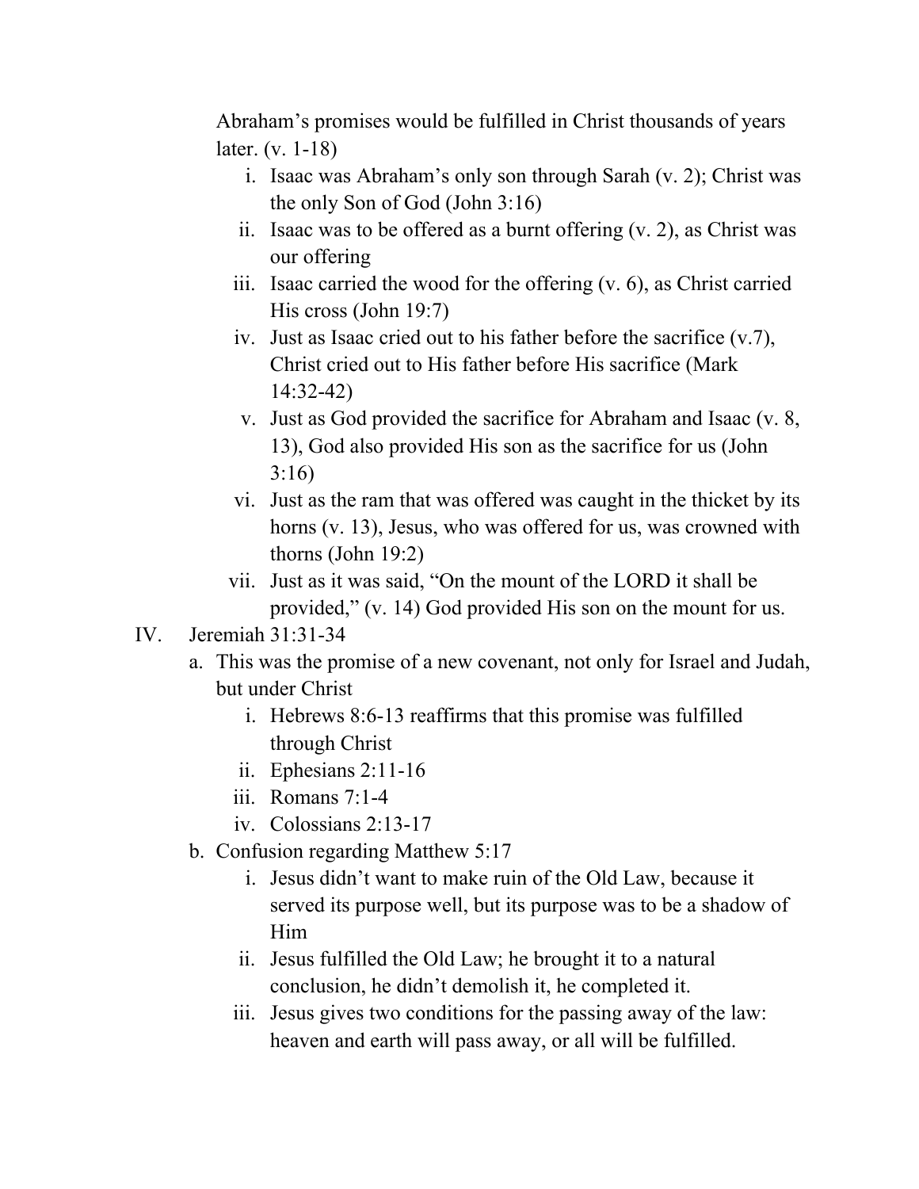Abraham's promises would be fulfilled in Christ thousands of years later. (v. 1-18)

i. Isaac was Abraham's only son through Sarah (v. 2); Christ was the only Son of God (John 3:16)
ii. Isaac was to be offered as a burnt offering (v. 2), as Christ was our offering
iii. Isaac carried the wood for the offering (v. 6), as Christ carried His cross (John 19:7)
iv. Just as Isaac cried out to his father before the sacrifice (v.7), Christ cried out to His father before His sacrifice (Mark 14:32-42)
v. Just as God provided the sacrifice for Abraham and Isaac (v. 8, 13), God also provided His son as the sacrifice for us (John 3:16)
vi. Just as the ram that was offered was caught in the thicket by its horns (v. 13), Jesus, who was offered for us, was crowned with thorns (John 19:2)
vii. Just as it was said, "On the mount of the LORD it shall be provided," (v. 14) God provided His son on the mount for us.

IV. Jeremiah 31:31-34

a. This was the promise of a new covenant, not only for Israel and Judah, but under Christ
   i. Hebrews 8:6-13 reaffirms that this promise was fulfilled through Christ
   ii. Ephesians 2:11-16
   iii. Romans 7:1-4
   iv. Colossians 2:13-17
b. Confusion regarding Matthew 5:17
   i. Jesus didn't want to make ruin of the Old Law, because it served its purpose well, but its purpose was to be a shadow of Him
   ii. Jesus fulfilled the Old Law; he brought it to a natural conclusion, he didn't demolish it, he completed it.
   iii. Jesus gives two conditions for the passing away of the law: heaven and earth will pass away, or all will be fulfilled.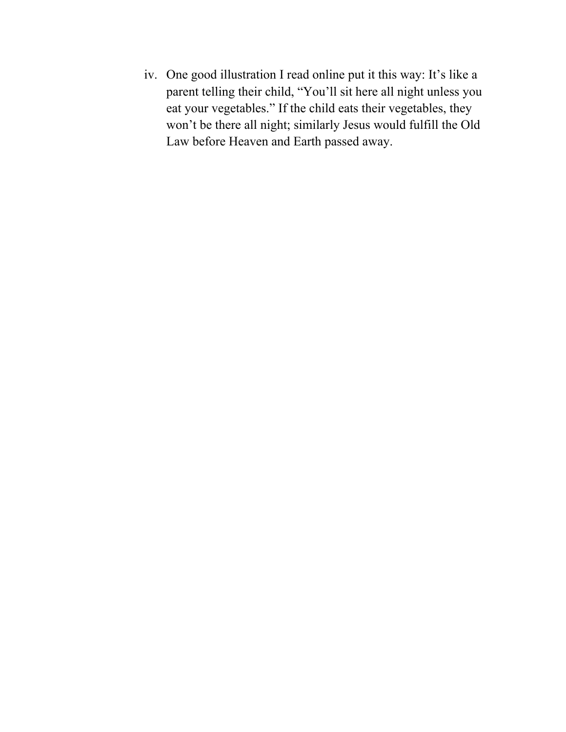iv. One good illustration I read online put it this way: It's like a parent telling their child, "You'll sit here all night unless you eat your vegetables." If the child eats their vegetables, they won't be there all night; similarly Jesus would fulfill the Old Law before Heaven and Earth passed away.